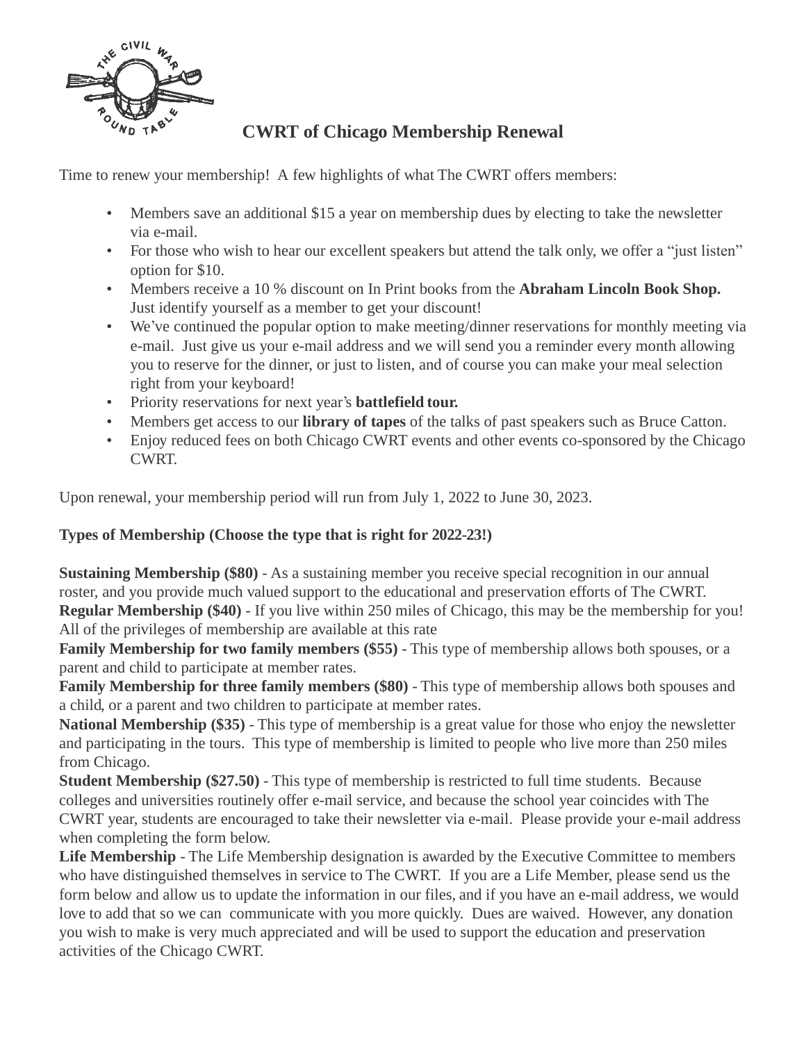# CWRT of Chicago Membership Renewal

Time to renew your membership! A few highlights of what The CWRT offers members:

- Members save an additional $15 a year on membership dues by electing to take the newsletter via e-mail.
- For those who wish to hear our excellent speakers but attend the talk only, we offer a "just listen" option for $10.
- Members receive a 10 % discount on In Print books from the **Abraham Lincoln Book Shop.** Just identify yourself as a member to get your discount!
- We've continued the popular option to make meeting/dinner reservations for monthly meeting via e-mail. Just give us your e-mail address and we will send you a reminder every month allowing you to reserve for the dinner, or just to listen, and of course you can make your meal selection right from your keyboard!
- Priority reservations for next year's **battlefield tour.**
- Members get access to our **library of tapes** of the talks of past speakers such as Bruce Catton.
- Enjoy reduced fees on both Chicago CWRT events and other events co-sponsored by the Chicago CWRT.

Upon renewal, your membership period will run from July 1, 2022 to June 30, 2023.

**Types of Membership (Choose the type that is right for 2022-23!)**

**Sustaining Membership ($80)** - As a sustaining member you receive special recognition in our annual roster, and you provide much valued support to the educational and preservation efforts of The CWRT.
**Regular Membership ($40)** - If you live within 250 miles of Chicago, this may be the membership for you! All of the privileges of membership are available at this rate
**Family Membership for two family members ($55)** - This type of membership allows both spouses, or a parent and child to participate at member rates.
**Family Membership for three family members ($80)** - This type of membership allows both spouses and a child, or a parent and two children to participate at member rates.
**National Membership ($35)** - This type of membership is a great value for those who enjoy the newsletter and participating in the tours. This type of membership is limited to people who live more than 250 miles from Chicago.
**Student Membership ($27.50)** - This type of membership is restricted to full time students. Because colleges and universities routinely offer e-mail service, and because the school year coincides with The CWRT year, students are encouraged to take their newsletter via e-mail. Please provide your e-mail address when completing the form below.
**Life Membership** - The Life Membership designation is awarded by the Executive Committee to members who have distinguished themselves in service to The CWRT. If you are a Life Member, please send us the form below and allow us to update the information in our files, and if you have an e-mail address, we would love to add that so we can communicate with you more quickly. Dues are waived. However, any donation you wish to make is very much appreciated and will be used to support the education and preservation activities of the Chicago CWRT.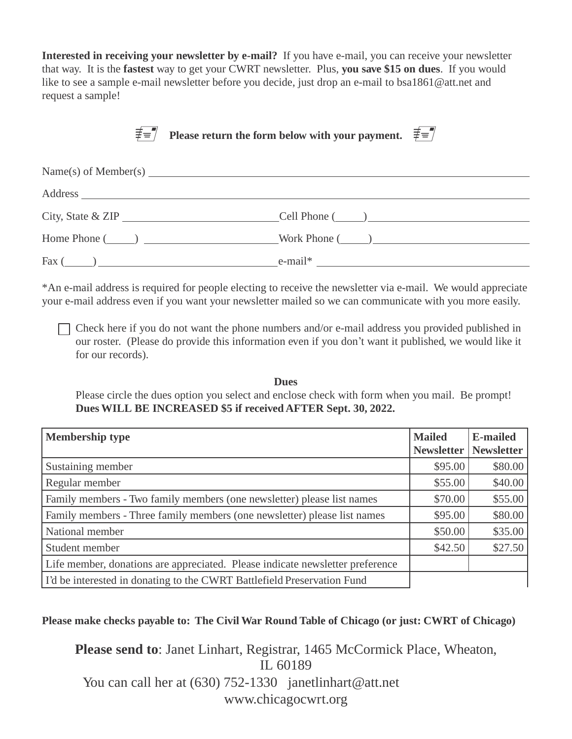**Interested in receiving your newsletter by e-mail?** If you have e-mail, you can receive your newsletter that way. It is the **fastest** way to get your CWRT newsletter. Plus, **you save $15 on dues**. If you would like to see a sample e-mail newsletter before you decide, just drop an e-mail to bsa1861@att.net and request a sample!

**Please return the form below with your payment.**

Name(s) of Member(s) ______________________________________________

Address ______________________________________________

City, State & ZIP ____________________ Cell Phone (____) ____________________

Home Phone (____) ____________________ Work Phone (____) ____________________

Fax (____) ____________________ e-mail* ____________________

*An e-mail address is required for people electing to receive the newsletter via e-mail. We would appreciate your e-mail address even if you want your newsletter mailed so we can communicate with you more easily.

☐ Check here if you do not want the phone numbers and/or e-mail address you provided published in our roster. (Please do provide this information even if you don't want it published, we would like it for our records).

**Dues**

Please circle the dues option you select and enclose check with form when you mail. Be prompt! **Dues WILL BE INCREASED $5 if received AFTER Sept. 30, 2022.**

| **Membership type** | **Mailed Newsletter** | **E-mailed Newsletter** |
|---|---|---|
| Sustaining member | $95.00 | $80.00 |
| Regular member | $55.00 | $40.00 |
| Family members - Two family members (one newsletter) please list names | $70.00 | $55.00 |
| Family members - Three family members (one newsletter) please list names | $95.00 | $80.00 |
| National member | $50.00 | $35.00 |
| Student member | $42.50 | $27.50 |
| Life member, donations are appreciated. Please indicate newsletter preference | | |
| I'd be interested in donating to the CWRT Battlefield Preservation Fund | | |

**Please make checks payable to: The Civil War Round Table of Chicago (or just: CWRT of Chicago)**

**Please send to**: Janet Linhart, Registrar, 1465 McCormick Place, Wheaton, IL 60189

You can call her at (630) 752-1330 janetlinhart@att.net

www.chicagocwrt.org